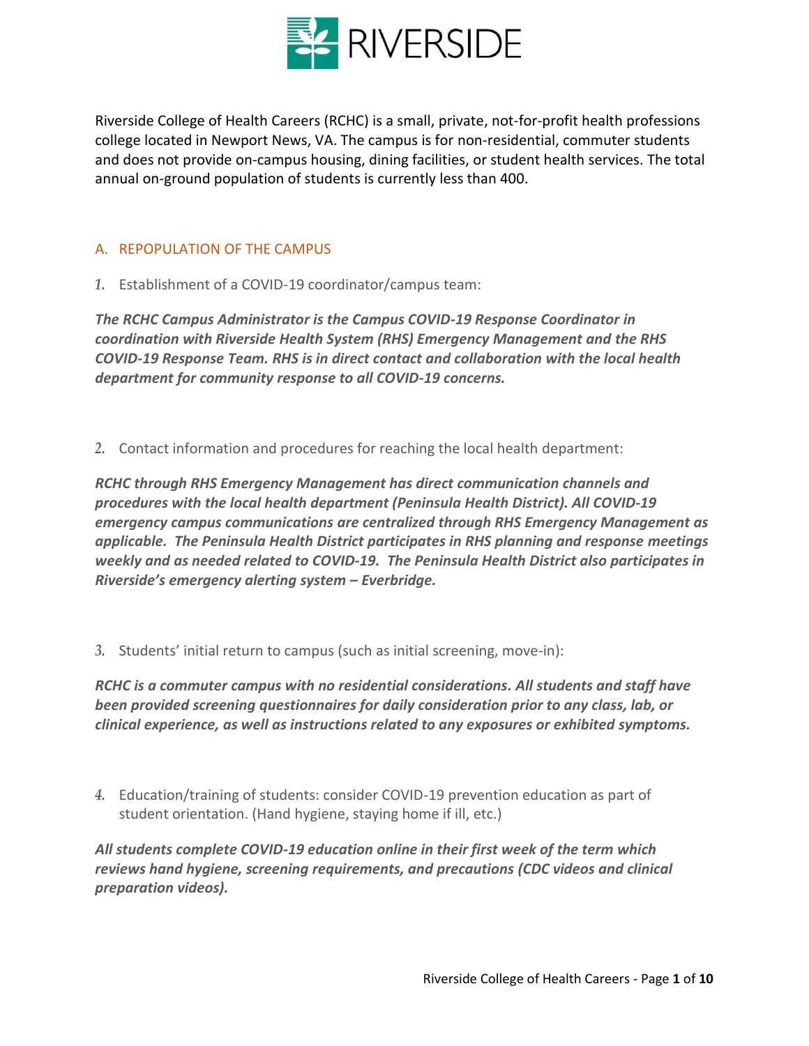RIVERSIDE

Riverside College of Health Careers (RCHC) is a small, private, not-for-profit health professions college located in Newport News, VA. The campus is for non-residential, commuter students and does not provide on-campus housing, dining facilities, or student health services. The total annual on-ground population of students is currently less than 400.

## A. REPOPULATION OF THE CAMPUS

1. Establishment of a COVID-19 coordinator/campus team:

***The RCHC Campus Administrator is the Campus COVID-19 Response Coordinator in coordination with Riverside Health System (RHS) Emergency Management and the RHS COVID-19 Response Team. RHS is in direct contact and collaboration with the local health department for community response to all COVID-19 concerns.***

2. Contact information and procedures for reaching the local health department:

***RCHC through RHS Emergency Management has direct communication channels and procedures with the local health department (Peninsula Health District). All COVID-19 emergency campus communications are centralized through RHS Emergency Management as applicable. The Peninsula Health District participates in RHS planning and response meetings weekly and as needed related to COVID-19. The Peninsula Health District also participates in Riverside's emergency alerting system – Everbridge.***

3. Students' initial return to campus (such as initial screening, move-in):

***RCHC is a commuter campus with no residential considerations. All students and staff have been provided screening questionnaires for daily consideration prior to any class, lab, or clinical experience, as well as instructions related to any exposures or exhibited symptoms.***

4. Education/training of students: consider COVID-19 prevention education as part of student orientation. (Hand hygiene, staying home if ill, etc.)

***All students complete COVID-19 education online in their first week of the term which reviews hand hygiene, screening requirements, and precautions (CDC videos and clinical preparation videos).***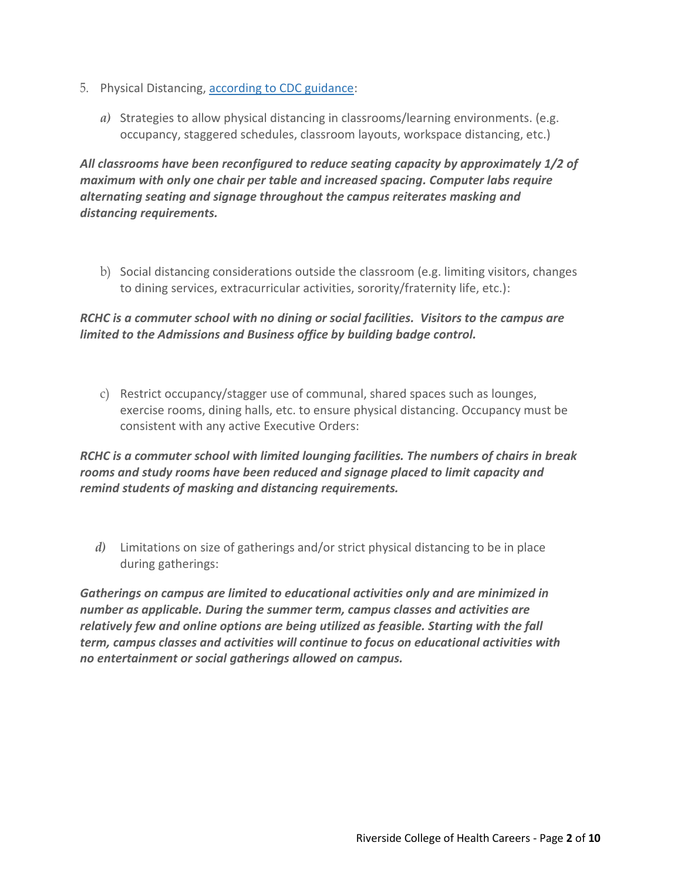5. Physical Distancing, [according to CDC guidance](#):

   *a)* Strategies to allow physical distancing in classrooms/learning environments. (e.g. occupancy, staggered schedules, classroom layouts, workspace distancing, etc.)

***All classrooms have been reconfigured to reduce seating capacity by approximately 1/2 of maximum with only one chair per table and increased spacing. Computer labs require alternating seating and signage throughout the campus reiterates masking and distancing requirements.***

   b) Social distancing considerations outside the classroom (e.g. limiting visitors, changes to dining services, extracurricular activities, sorority/fraternity life, etc.):

***RCHC is a commuter school with no dining or social facilities. Visitors to the campus are limited to the Admissions and Business office by building badge control.***

   c) Restrict occupancy/stagger use of communal, shared spaces such as lounges, exercise rooms, dining halls, etc. to ensure physical distancing. Occupancy must be consistent with any active Executive Orders:

***RCHC is a commuter school with limited lounging facilities. The numbers of chairs in break rooms and study rooms have been reduced and signage placed to limit capacity and remind students of masking and distancing requirements.***

   *d)* Limitations on size of gatherings and/or strict physical distancing to be in place during gatherings:

***Gatherings on campus are limited to educational activities only and are minimized in number as applicable. During the summer term, campus classes and activities are relatively few and online options are being utilized as feasible. Starting with the fall term, campus classes and activities will continue to focus on educational activities with no entertainment or social gatherings allowed on campus.***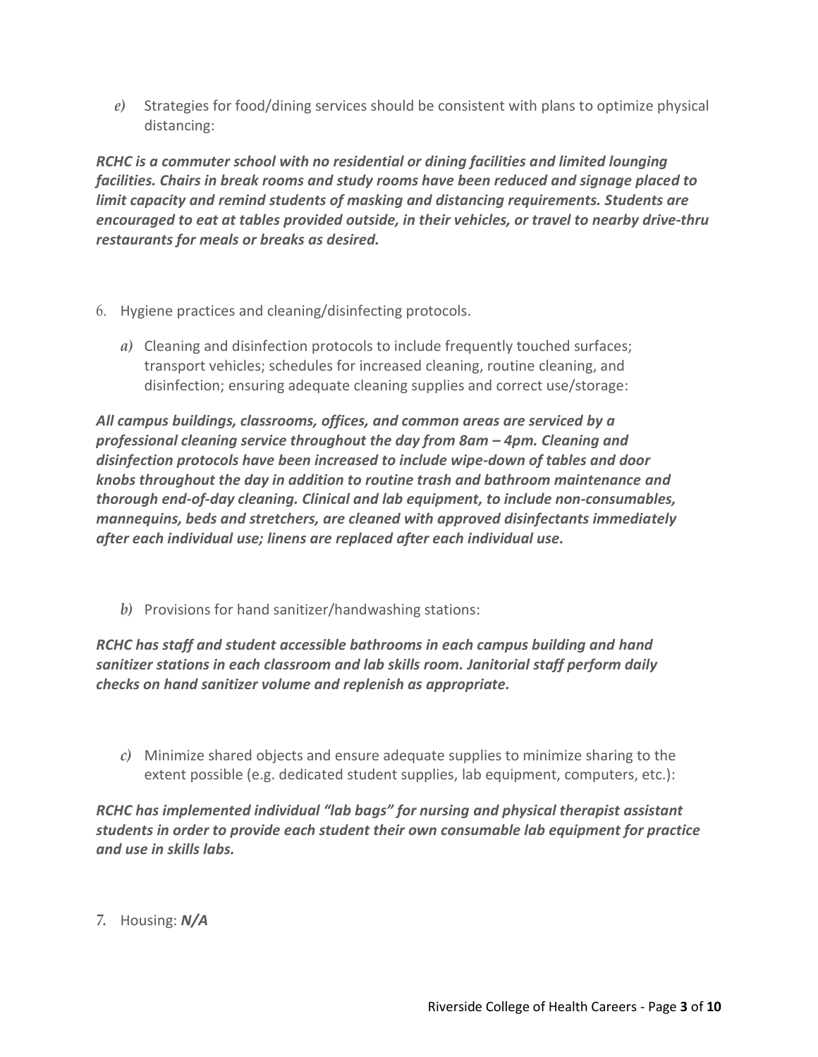*e)* Strategies for food/dining services should be consistent with plans to optimize physical distancing:

***RCHC is a commuter school with no residential or dining facilities and limited lounging facilities. Chairs in break rooms and study rooms have been reduced and signage placed to limit capacity and remind students of masking and distancing requirements. Students are encouraged to eat at tables provided outside, in their vehicles, or travel to nearby drive-thru restaurants for meals or breaks as desired.***

6. Hygiene practices and cleaning/disinfecting protocols.

*a)* Cleaning and disinfection protocols to include frequently touched surfaces; transport vehicles; schedules for increased cleaning, routine cleaning, and disinfection; ensuring adequate cleaning supplies and correct use/storage:

***All campus buildings, classrooms, offices, and common areas are serviced by a professional cleaning service throughout the day from 8am – 4pm. Cleaning and disinfection protocols have been increased to include wipe-down of tables and door knobs throughout the day in addition to routine trash and bathroom maintenance and thorough end-of-day cleaning. Clinical and lab equipment, to include non-consumables, mannequins, beds and stretchers, are cleaned with approved disinfectants immediately after each individual use; linens are replaced after each individual use.***

*b)* Provisions for hand sanitizer/handwashing stations:

***RCHC has staff and student accessible bathrooms in each campus building and hand sanitizer stations in each classroom and lab skills room. Janitorial staff perform daily checks on hand sanitizer volume and replenish as appropriate.***

*c)* Minimize shared objects and ensure adequate supplies to minimize sharing to the extent possible (e.g. dedicated student supplies, lab equipment, computers, etc.):

***RCHC has implemented individual "lab bags" for nursing and physical therapist assistant students in order to provide each student their own consumable lab equipment for practice and use in skills labs.***

7. Housing: ***N/A***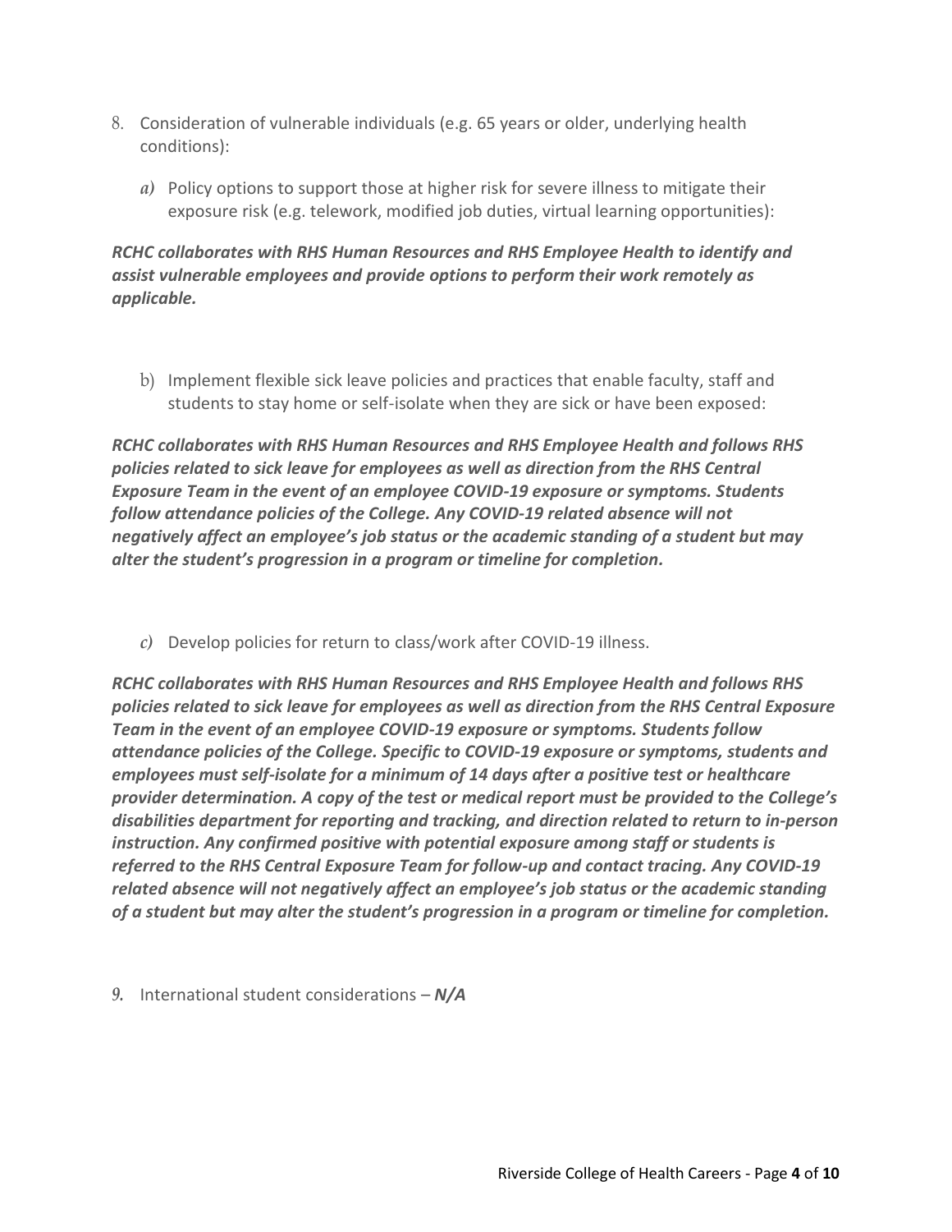8. Consideration of vulnerable individuals (e.g. 65 years or older, underlying health conditions):

   *a)* Policy options to support those at higher risk for severe illness to mitigate their exposure risk (e.g. telework, modified job duties, virtual learning opportunities):

***RCHC collaborates with RHS Human Resources and RHS Employee Health to identify and assist vulnerable employees and provide options to perform their work remotely as applicable.***

   b) Implement flexible sick leave policies and practices that enable faculty, staff and students to stay home or self-isolate when they are sick or have been exposed:

***RCHC collaborates with RHS Human Resources and RHS Employee Health and follows RHS policies related to sick leave for employees as well as direction from the RHS Central Exposure Team in the event of an employee COVID-19 exposure or symptoms. Students follow attendance policies of the College. Any COVID-19 related absence will not negatively affect an employee's job status or the academic standing of a student but may alter the student's progression in a program or timeline for completion.***

   *c)* Develop policies for return to class/work after COVID-19 illness.

***RCHC collaborates with RHS Human Resources and RHS Employee Health and follows RHS policies related to sick leave for employees as well as direction from the RHS Central Exposure Team in the event of an employee COVID-19 exposure or symptoms. Students follow attendance policies of the College. Specific to COVID-19 exposure or symptoms, students and employees must self-isolate for a minimum of 14 days after a positive test or healthcare provider determination. A copy of the test or medical report must be provided to the College's disabilities department for reporting and tracking, and direction related to return to in-person instruction. Any confirmed positive with potential exposure among staff or students is referred to the RHS Central Exposure Team for follow-up and contact tracing. Any COVID-19 related absence will not negatively affect an employee's job status or the academic standing of a student but may alter the student's progression in a program or timeline for completion.***

9. International student considerations – ***N/A***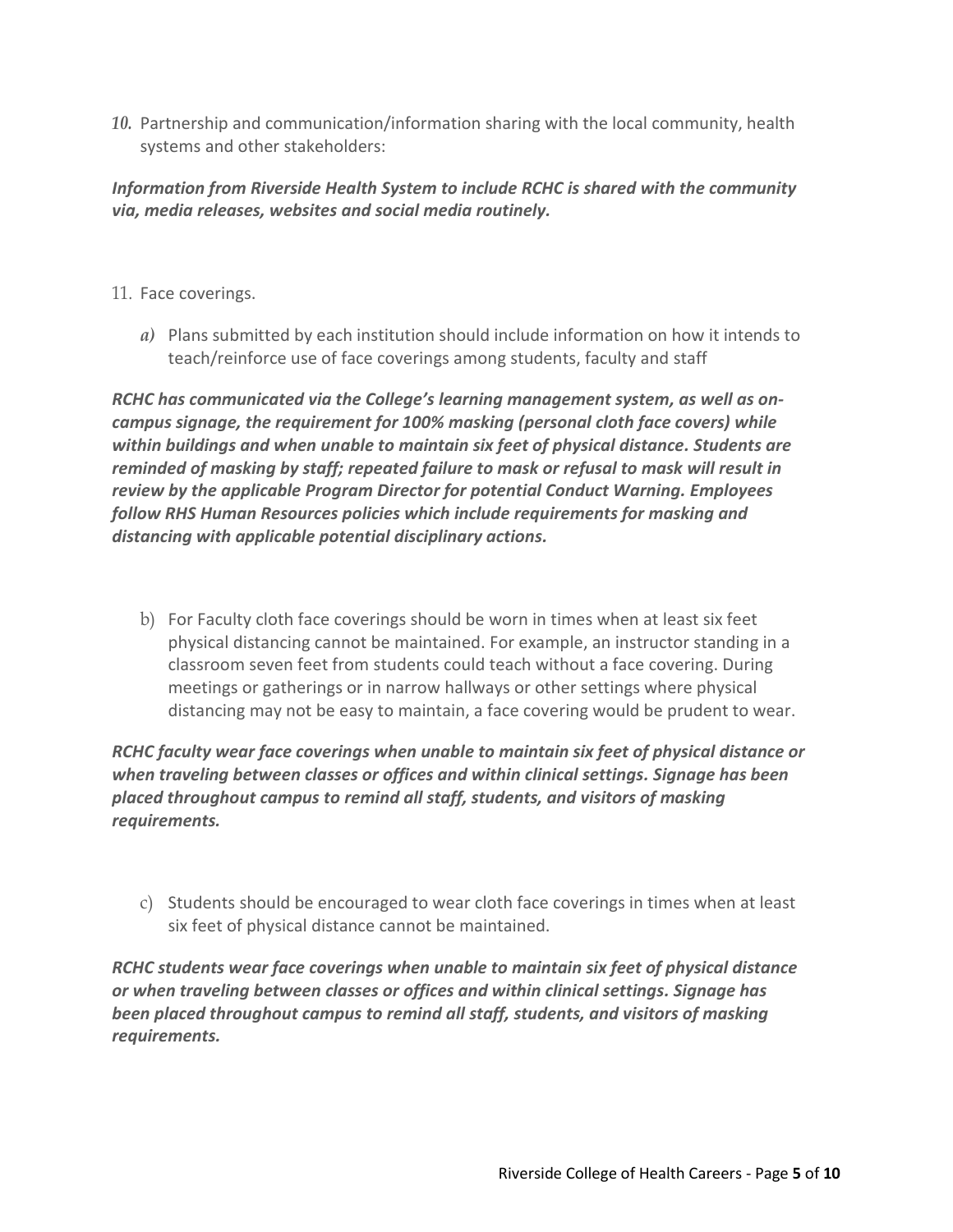10. Partnership and communication/information sharing with the local community, health systems and other stakeholders:

***Information from Riverside Health System to include RCHC is shared with the community via, media releases, websites and social media routinely.***

11. Face coverings.

   a) Plans submitted by each institution should include information on how it intends to teach/reinforce use of face coverings among students, faculty and staff

***RCHC has communicated via the College's learning management system, as well as on-campus signage, the requirement for 100% masking (personal cloth face covers) while within buildings and when unable to maintain six feet of physical distance. Students are reminded of masking by staff; repeated failure to mask or refusal to mask will result in review by the applicable Program Director for potential Conduct Warning. Employees follow RHS Human Resources policies which include requirements for masking and distancing with applicable potential disciplinary actions.***

   b) For Faculty cloth face coverings should be worn in times when at least six feet physical distancing cannot be maintained. For example, an instructor standing in a classroom seven feet from students could teach without a face covering. During meetings or gatherings or in narrow hallways or other settings where physical distancing may not be easy to maintain, a face covering would be prudent to wear.

***RCHC faculty wear face coverings when unable to maintain six feet of physical distance or when traveling between classes or offices and within clinical settings. Signage has been placed throughout campus to remind all staff, students, and visitors of masking requirements.***

   c) Students should be encouraged to wear cloth face coverings in times when at least six feet of physical distance cannot be maintained.

***RCHC students wear face coverings when unable to maintain six feet of physical distance or when traveling between classes or offices and within clinical settings. Signage has been placed throughout campus to remind all staff, students, and visitors of masking requirements.***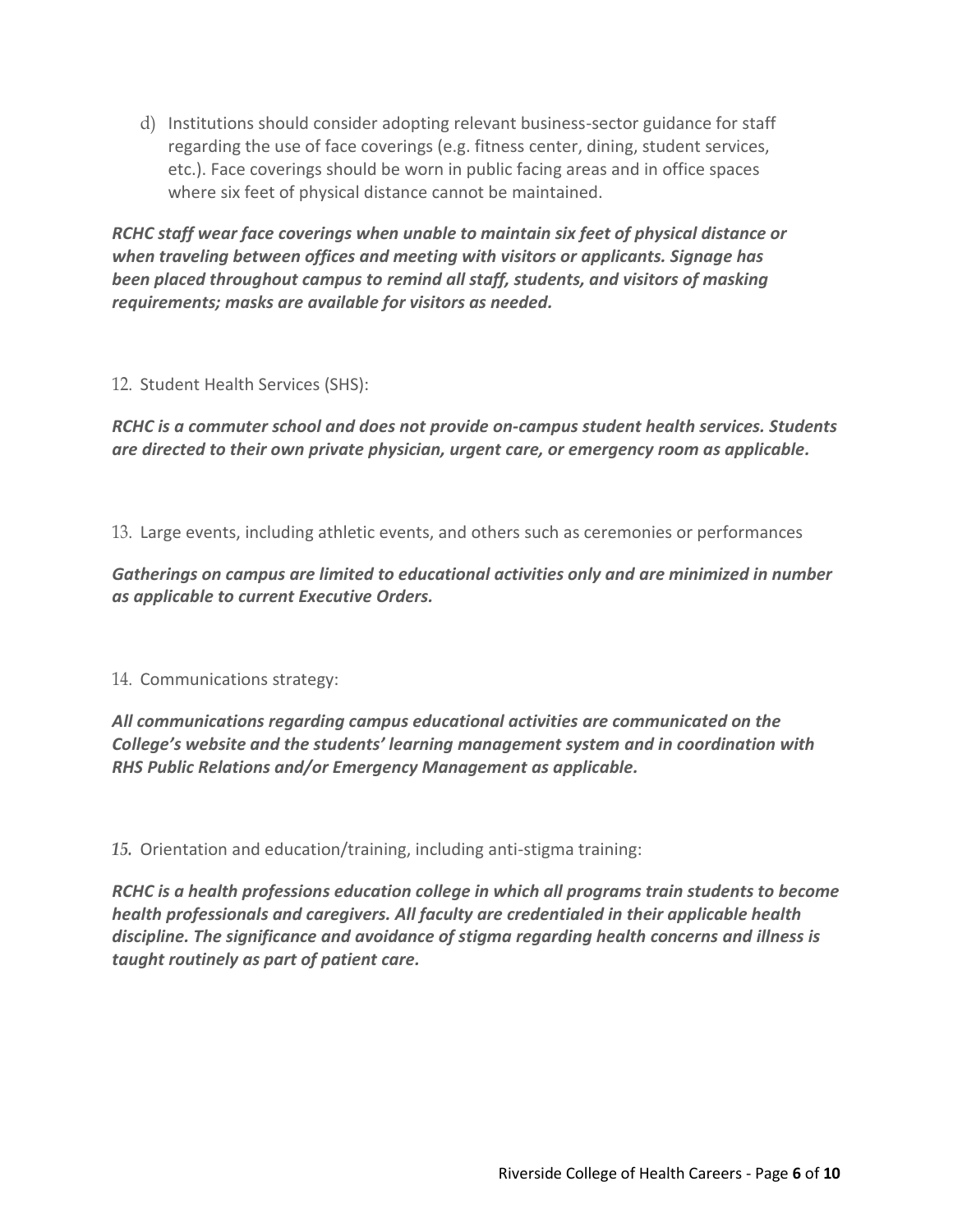d) Institutions should consider adopting relevant business-sector guidance for staff regarding the use of face coverings (e.g. fitness center, dining, student services, etc.). Face coverings should be worn in public facing areas and in office spaces where six feet of physical distance cannot be maintained.

***RCHC staff wear face coverings when unable to maintain six feet of physical distance or when traveling between offices and meeting with visitors or applicants. Signage has been placed throughout campus to remind all staff, students, and visitors of masking requirements; masks are available for visitors as needed.***

12. Student Health Services (SHS):

***RCHC is a commuter school and does not provide on-campus student health services. Students are directed to their own private physician, urgent care, or emergency room as applicable.***

13. Large events, including athletic events, and others such as ceremonies or performances

***Gatherings on campus are limited to educational activities only and are minimized in number as applicable to current Executive Orders.***

14. Communications strategy:

***All communications regarding campus educational activities are communicated on the College's website and the students' learning management system and in coordination with RHS Public Relations and/or Emergency Management as applicable.***

15. Orientation and education/training, including anti-stigma training:

***RCHC is a health professions education college in which all programs train students to become health professionals and caregivers. All faculty are credentialed in their applicable health discipline. The significance and avoidance of stigma regarding health concerns and illness is taught routinely as part of patient care.***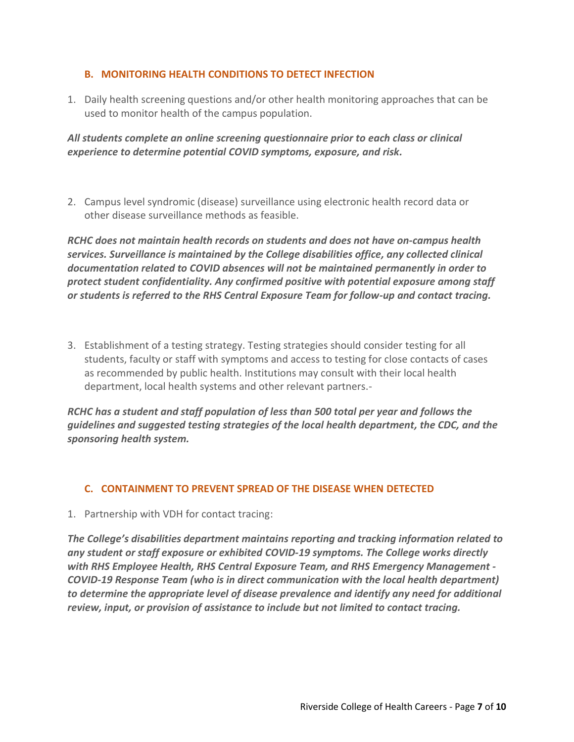### B. MONITORING HEALTH CONDITIONS TO DETECT INFECTION

1. Daily health screening questions and/or other health monitoring approaches that can be used to monitor health of the campus population.

***All students complete an online screening questionnaire prior to each class or clinical experience to determine potential COVID symptoms, exposure, and risk.***

2. Campus level syndromic (disease) surveillance using electronic health record data or other disease surveillance methods as feasible.

***RCHC does not maintain health records on students and does not have on-campus health services. Surveillance is maintained by the College disabilities office, any collected clinical documentation related to COVID absences will not be maintained permanently in order to protect student confidentiality. Any confirmed positive with potential exposure among staff or students is referred to the RHS Central Exposure Team for follow-up and contact tracing.***

3. Establishment of a testing strategy. Testing strategies should consider testing for all students, faculty or staff with symptoms and access to testing for close contacts of cases as recommended by public health. Institutions may consult with their local health department, local health systems and other relevant partners.-

***RCHC has a student and staff population of less than 500 total per year and follows the guidelines and suggested testing strategies of the local health department, the CDC, and the sponsoring health system.***

### C. CONTAINMENT TO PREVENT SPREAD OF THE DISEASE WHEN DETECTED

1. Partnership with VDH for contact tracing:

***The College's disabilities department maintains reporting and tracking information related to any student or staff exposure or exhibited COVID-19 symptoms. The College works directly with RHS Employee Health, RHS Central Exposure Team, and RHS Emergency Management - COVID-19 Response Team (who is in direct communication with the local health department) to determine the appropriate level of disease prevalence and identify any need for additional review, input, or provision of assistance to include but not limited to contact tracing.***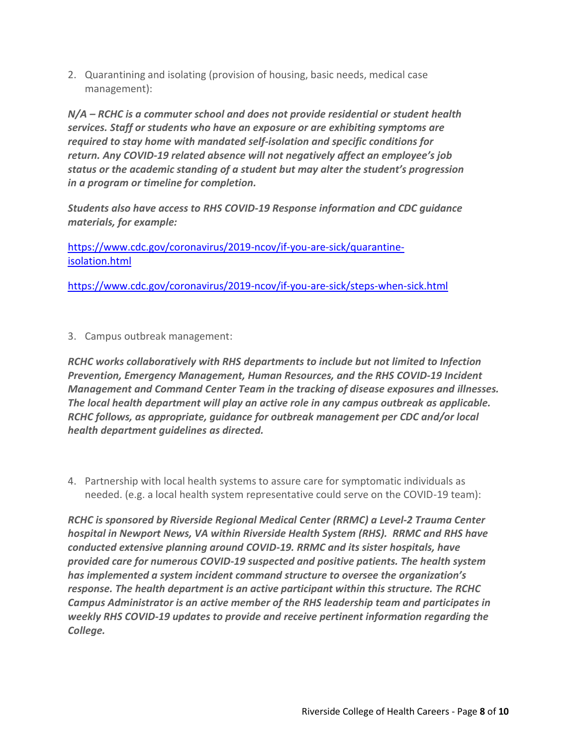2. Quarantining and isolating (provision of housing, basic needs, medical case management):

***N/A – RCHC is a commuter school and does not provide residential or student health services. Staff or students who have an exposure or are exhibiting symptoms are required to stay home with mandated self-isolation and specific conditions for return. Any COVID-19 related absence will not negatively affect an employee's job status or the academic standing of a student but may alter the student's progression in a program or timeline for completion.***

***Students also have access to RHS COVID-19 Response information and CDC guidance materials, for example:***

https://www.cdc.gov/coronavirus/2019-ncov/if-you-are-sick/quarantine-isolation.html

https://www.cdc.gov/coronavirus/2019-ncov/if-you-are-sick/steps-when-sick.html

3. Campus outbreak management:

***RCHC works collaboratively with RHS departments to include but not limited to Infection Prevention, Emergency Management, Human Resources, and the RHS COVID-19 Incident Management and Command Center Team in the tracking of disease exposures and illnesses. The local health department will play an active role in any campus outbreak as applicable. RCHC follows, as appropriate, guidance for outbreak management per CDC and/or local health department guidelines as directed.***

4. Partnership with local health systems to assure care for symptomatic individuals as needed. (e.g. a local health system representative could serve on the COVID-19 team):

***RCHC is sponsored by Riverside Regional Medical Center (RRMC) a Level-2 Trauma Center hospital in Newport News, VA within Riverside Health System (RHS). RRMC and RHS have conducted extensive planning around COVID-19. RRMC and its sister hospitals, have provided care for numerous COVID-19 suspected and positive patients. The health system has implemented a system incident command structure to oversee the organization's response. The health department is an active participant within this structure. The RCHC Campus Administrator is an active member of the RHS leadership team and participates in weekly RHS COVID-19 updates to provide and receive pertinent information regarding the College.***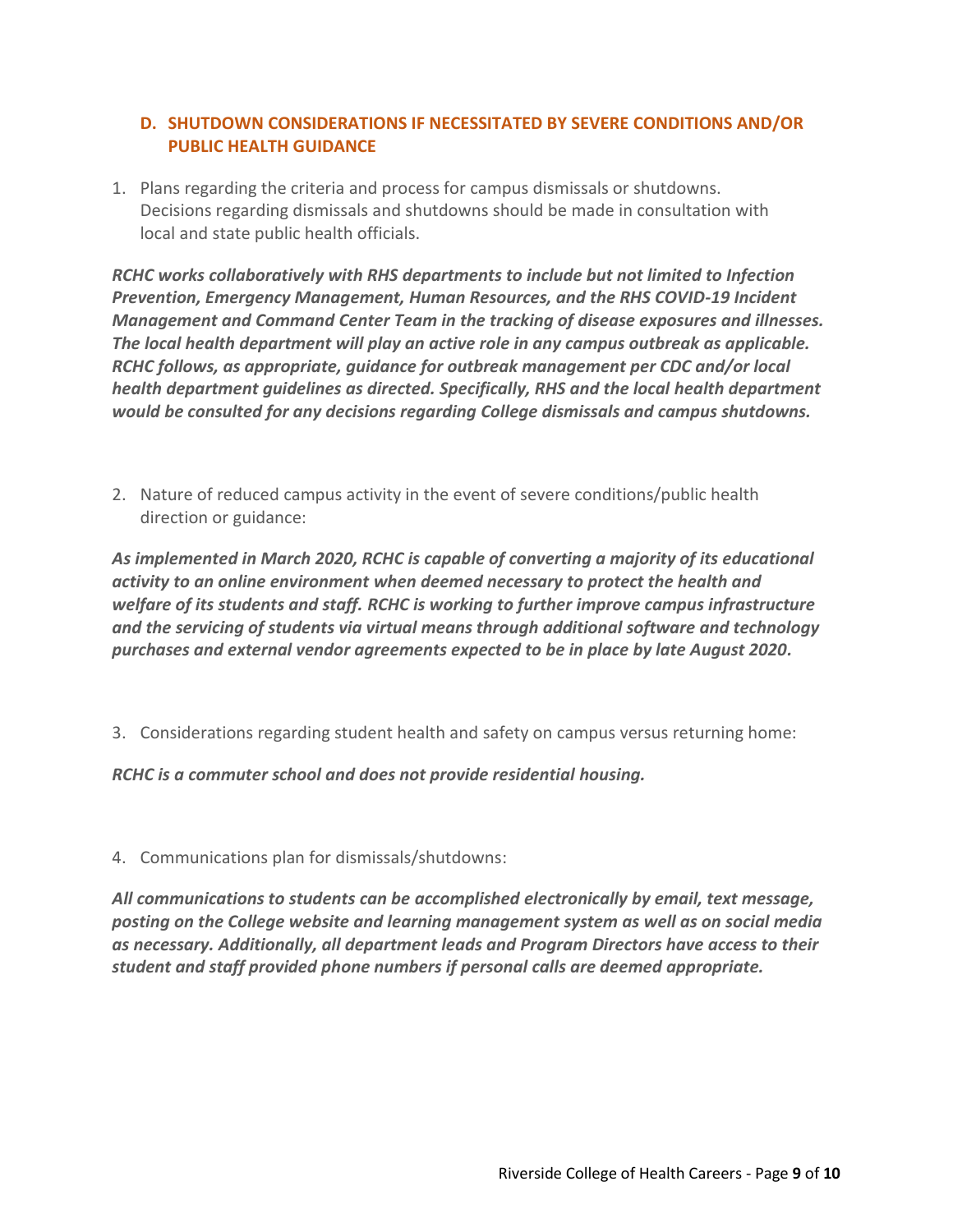### D. SHUTDOWN CONSIDERATIONS IF NECESSITATED BY SEVERE CONDITIONS AND/OR PUBLIC HEALTH GUIDANCE

1. Plans regarding the criteria and process for campus dismissals or shutdowns. Decisions regarding dismissals and shutdowns should be made in consultation with local and state public health officials.

***RCHC works collaboratively with RHS departments to include but not limited to Infection Prevention, Emergency Management, Human Resources, and the RHS COVID-19 Incident Management and Command Center Team in the tracking of disease exposures and illnesses. The local health department will play an active role in any campus outbreak as applicable. RCHC follows, as appropriate, guidance for outbreak management per CDC and/or local health department guidelines as directed. Specifically, RHS and the local health department would be consulted for any decisions regarding College dismissals and campus shutdowns.***

2. Nature of reduced campus activity in the event of severe conditions/public health direction or guidance:

***As implemented in March 2020, RCHC is capable of converting a majority of its educational activity to an online environment when deemed necessary to protect the health and welfare of its students and staff. RCHC is working to further improve campus infrastructure and the servicing of students via virtual means through additional software and technology purchases and external vendor agreements expected to be in place by late August 2020.***

3. Considerations regarding student health and safety on campus versus returning home:

***RCHC is a commuter school and does not provide residential housing.***

4. Communications plan for dismissals/shutdowns:

***All communications to students can be accomplished electronically by email, text message, posting on the College website and learning management system as well as on social media as necessary. Additionally, all department leads and Program Directors have access to their student and staff provided phone numbers if personal calls are deemed appropriate.***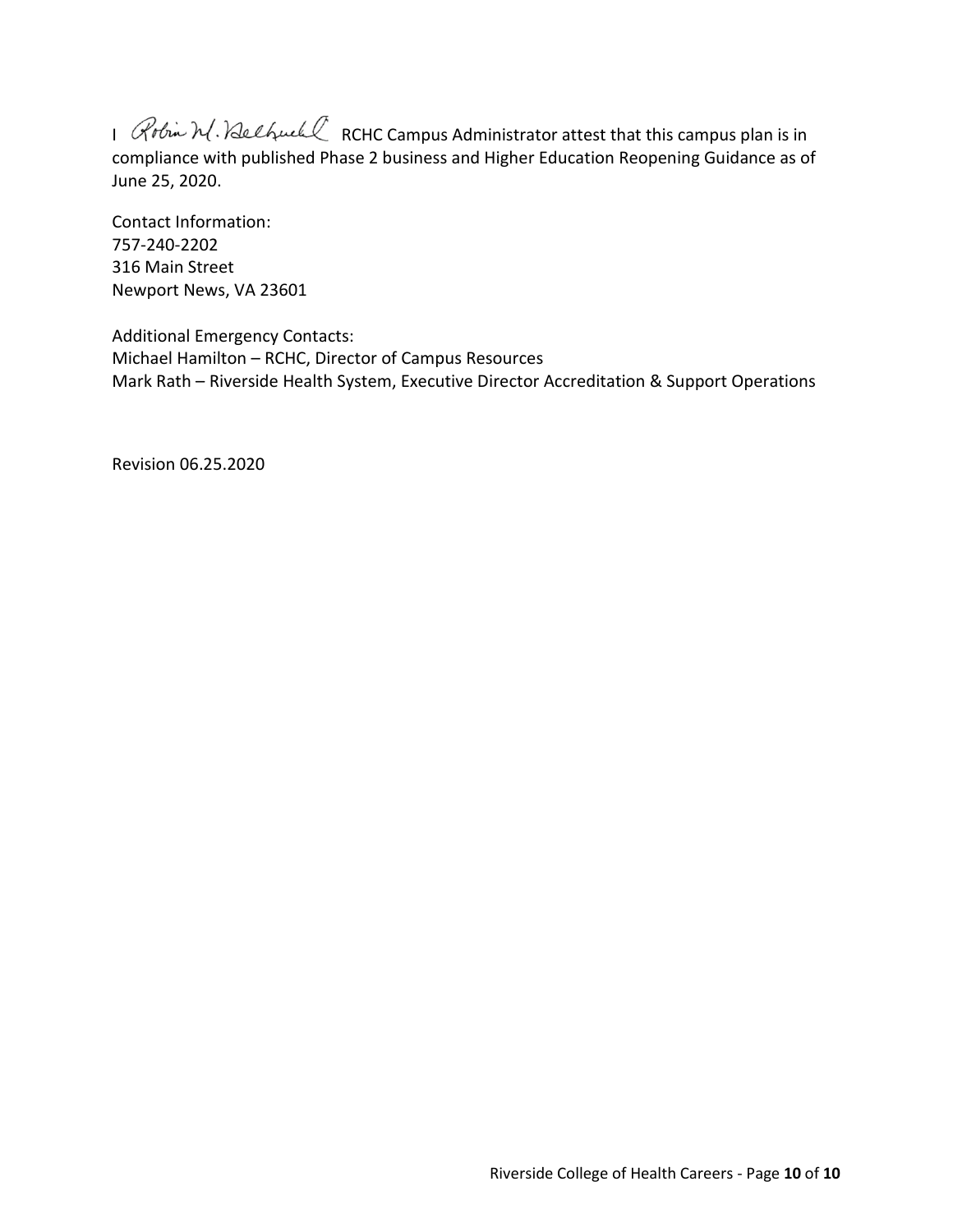I Robin M. Belhuell RCHC Campus Administrator attest that this campus plan is in compliance with published Phase 2 business and Higher Education Reopening Guidance as of June 25, 2020.

Contact Information:
757-240-2202
316 Main Street
Newport News, VA 23601

Additional Emergency Contacts:
Michael Hamilton – RCHC, Director of Campus Resources
Mark Rath – Riverside Health System, Executive Director Accreditation & Support Operations

Revision 06.25.2020